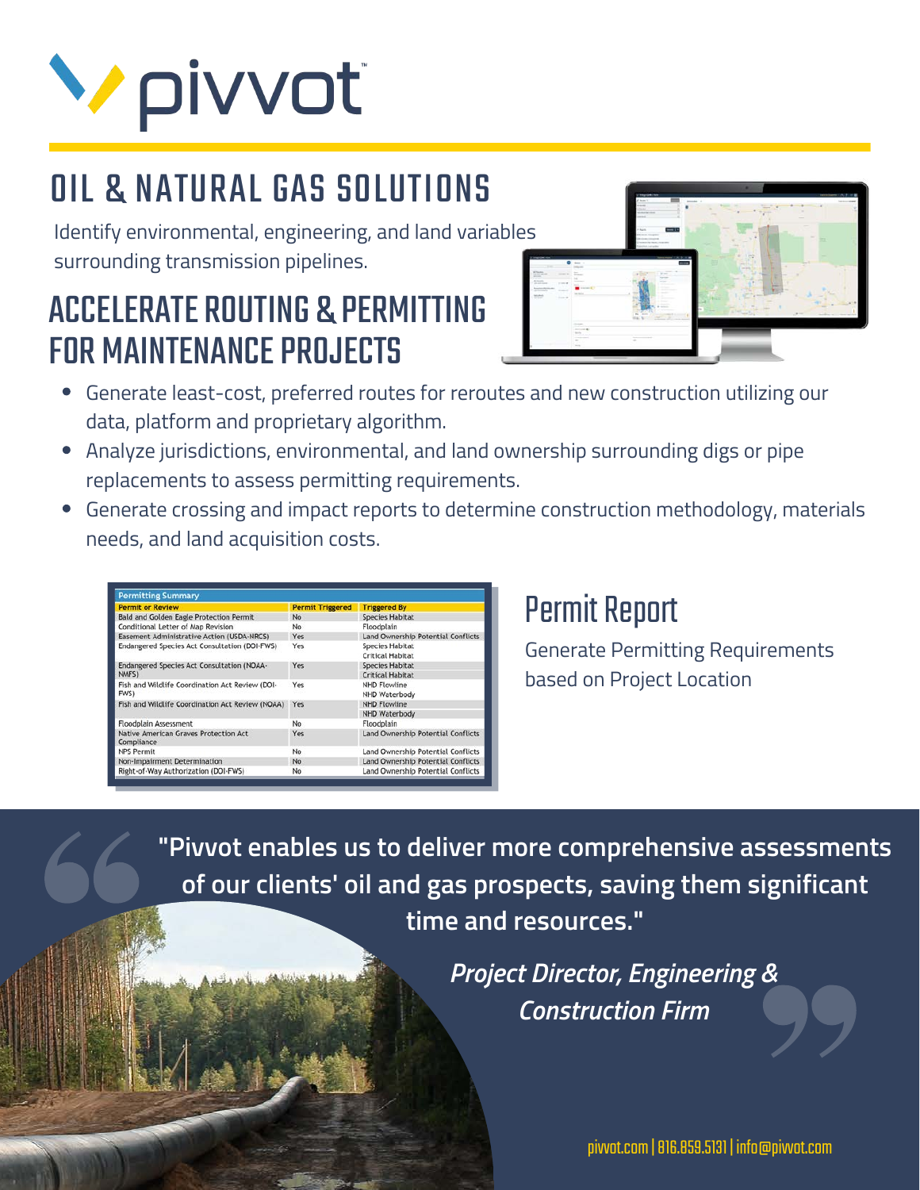# pivvot

## OIL & NATURAL GAS SOLUTIONS

Identify environmental, engineering, and land variables surrounding transmission pipelines.

## ACCELERATE ROUTING & PERMITTING FOR MAINTENANCE PROJECTS

- Generate least-cost, preferred routes for reroutes and new construction utilizing our data, platform and proprietary algorithm.
- Analyze jurisdictions, environmental, and land ownership surrounding digs or pipe replacements to assess permitting requirements.
- Generate crossing and impact reports to determine construction methodology, materials needs, and land acquisition costs.

**Permitting Summary**

| Permit or Review | Permit Triggered | Triggered By |
|---|---|---|
| Bald and Golden Eagle Protection Permit | No | Species Habitat |
| Conditional Letter of Map Revision | No | Floodplain |
| Easement Administrative Action (USDA-NRCS) | Yes | Land Ownership Potential Conflicts |
| Endangered Species Act Consultation (DOI-FWS) | Yes | Species Habitat<br>Critical Habitat |
| Endangered Species Act Consultation (NOAA-NMFS) | Yes | Species Habitat<br>Critical Habitat |
| Fish and Wildlife Coordination Act Review (DOI-FWS) | Yes | NHD Flowline<br>NHD Waterbody |
| Fish and Wildlife Coordination Act Review (NOAA) | Yes | NHD Flowline<br>NHD Waterbody |
| Floodplain Assessment | No | Floodplain |
| Native American Graves Protection Act Compliance | Yes | Land Ownership Potential Conflicts |
| NPS Permit | No | Land Ownership Potential Conflicts |
| Non-Impairment Determination | No | Land Ownership Potential Conflicts |
| Right-of-Way Authorization (DOI-FWS) | No | Land Ownership Potential Conflicts |

## Permit Report

Generate Permitting Requirements based on Project Location

**"Pivvot enables us to deliver more comprehensive assessments of our clients' oil and gas prospects, saving them significant time and resources."**

*Project Director, Engineering & Construction Firm*

pivvot.com | 816.859.5131 | info@pivvot.com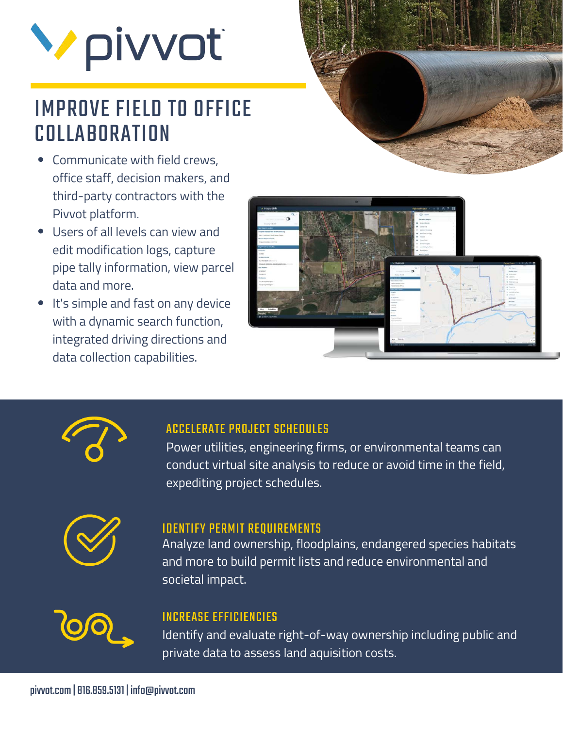pivvot™

# IMPROVE FIELD TO OFFICE COLLABORATION

- Communicate with field crews, office staff, decision makers, and third-party contractors with the Pivvot platform.
- Users of all levels can view and edit modification logs, capture pipe tally information, view parcel data and more.
- It's simple and fast on any device with a dynamic search function, integrated driving directions and data collection capabilities.

## ACCELERATE PROJECT SCHEDULES

Power utilities, engineering firms, or environmental teams can conduct virtual site analysis to reduce or avoid time in the field, expediting project schedules.

## IDENTIFY PERMIT REQUIREMENTS

Analyze land ownership, floodplains, endangered species habitats and more to build permit lists and reduce environmental and societal impact.

## INCREASE EFFICIENCIES

Identify and evaluate right-of-way ownership including public and private data to assess land aquisition costs.

pivvot.com | 816.859.5131 | info@pivvot.com